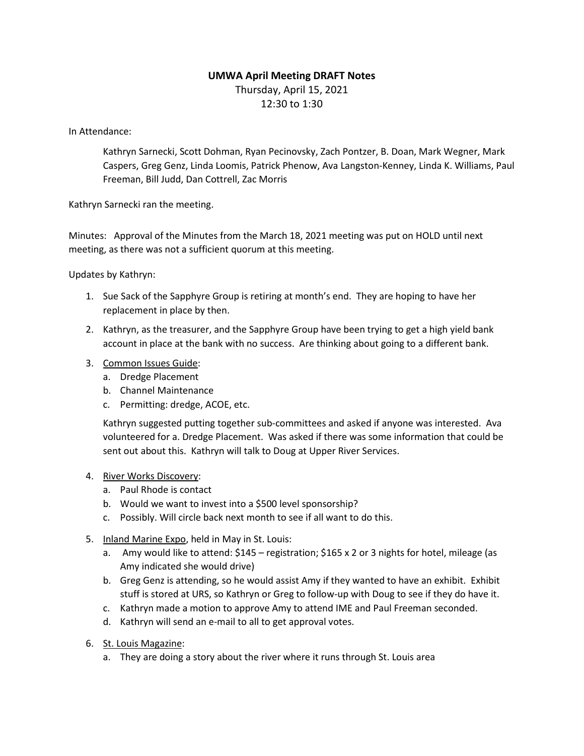**UMWA April Meeting DRAFT Notes**

Thursday, April 15, 2021

12:30 to 1:30

In Attendance:

> Kathryn Sarnecki, Scott Dohman, Ryan Pecinovsky, Zach Pontzer, B. Doan, Mark Wegner, Mark Caspers, Greg Genz, Linda Loomis, Patrick Phenow, Ava Langston-Kenney, Linda K. Williams, Paul Freeman, Bill Judd, Dan Cottrell, Zac Morris

Kathryn Sarnecki ran the meeting.

Minutes: Approval of the Minutes from the March 18, 2021 meeting was put on HOLD until next meeting, as there was not a sufficient quorum at this meeting.

Updates by Kathryn:

1. Sue Sack of the Sapphyre Group is retiring at month's end. They are hoping to have her replacement in place by then.
2. Kathryn, as the treasurer, and the Sapphyre Group have been trying to get a high yield bank account in place at the bank with no success. Are thinking about going to a different bank.
3. <u>Common Issues Guide</u>:
   a. Dredge Placement
   b. Channel Maintenance
   c. Permitting: dredge, ACOE, etc.

   Kathryn suggested putting together sub-committees and asked if anyone was interested. Ava volunteered for a. Dredge Placement. Was asked if there was some information that could be sent out about this. Kathryn will talk to Doug at Upper River Services.

4. <u>River Works Discovery</u>:
   a. Paul Rhode is contact
   b. Would we want to invest into a $500 level sponsorship?
   c. Possibly. Will circle back next month to see if all want to do this.
5. <u>Inland Marine Expo</u>, held in May in St. Louis:
   a. Amy would like to attend: $145 – registration; $165 x 2 or 3 nights for hotel, mileage (as Amy indicated she would drive)
   b. Greg Genz is attending, so he would assist Amy if they wanted to have an exhibit. Exhibit stuff is stored at URS, so Kathryn or Greg to follow-up with Doug to see if they do have it.
   c. Kathryn made a motion to approve Amy to attend IME and Paul Freeman seconded.
   d. Kathryn will send an e-mail to all to get approval votes.
6. <u>St. Louis Magazine</u>:
   a. They are doing a story about the river where it runs through St. Louis area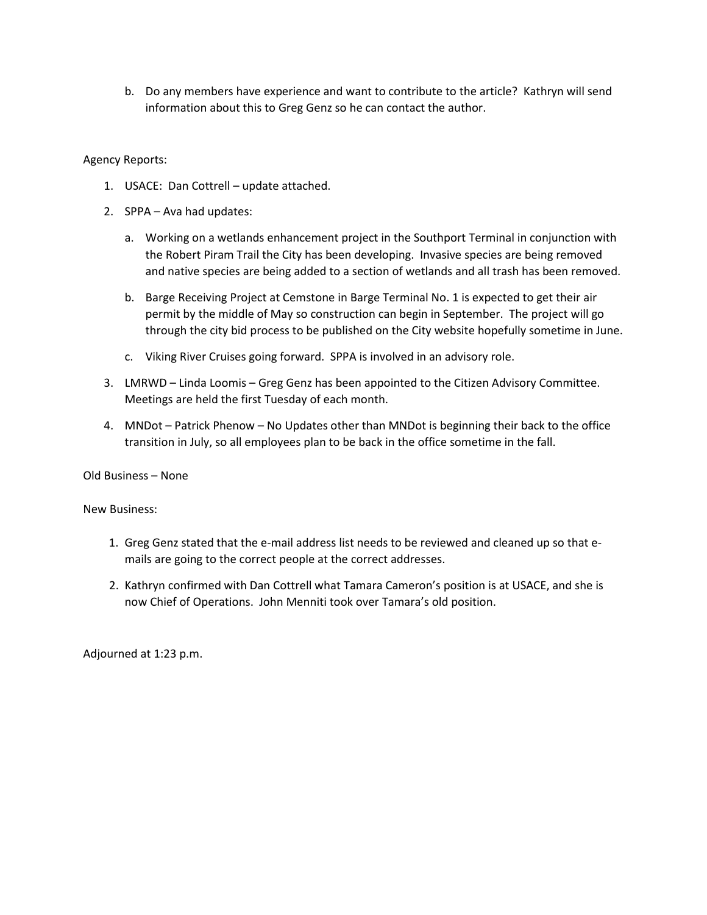b. Do any members have experience and want to contribute to the article? Kathryn will send information about this to Greg Genz so he can contact the author.

Agency Reports:

1. USACE: Dan Cottrell – update attached.
2. SPPA – Ava had updates:
   a. Working on a wetlands enhancement project in the Southport Terminal in conjunction with the Robert Piram Trail the City has been developing. Invasive species are being removed and native species are being added to a section of wetlands and all trash has been removed.
   b. Barge Receiving Project at Cemstone in Barge Terminal No. 1 is expected to get their air permit by the middle of May so construction can begin in September. The project will go through the city bid process to be published on the City website hopefully sometime in June.
   c. Viking River Cruises going forward. SPPA is involved in an advisory role.
3. LMRWD – Linda Loomis – Greg Genz has been appointed to the Citizen Advisory Committee. Meetings are held the first Tuesday of each month.
4. MNDot – Patrick Phenow – No Updates other than MNDot is beginning their back to the office transition in July, so all employees plan to be back in the office sometime in the fall.

Old Business – None

New Business:

1. Greg Genz stated that the e-mail address list needs to be reviewed and cleaned up so that e-mails are going to the correct people at the correct addresses.
2. Kathryn confirmed with Dan Cottrell what Tamara Cameron's position is at USACE, and she is now Chief of Operations. John Menniti took over Tamara's old position.

Adjourned at 1:23 p.m.